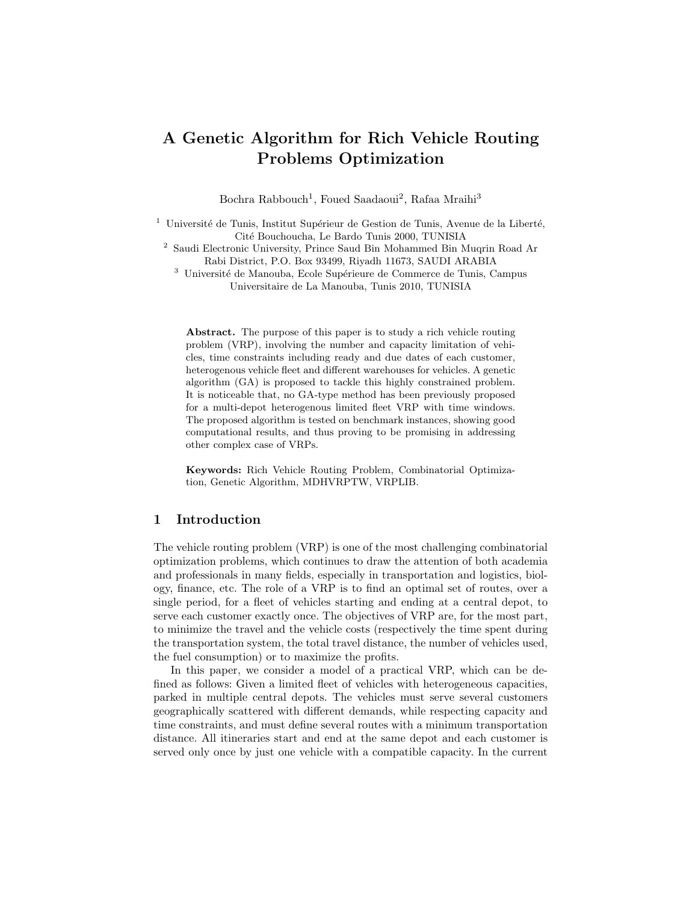# A Genetic Algorithm for Rich Vehicle Routing Problems Optimization

Bochra Rabbouch[1], Foued Saadaoui[2], Rafaa Mraihi[3]

[1] Université de Tunis, Institut Supérieur de Gestion de Tunis, Avenue de la Liberté, Cité Bouchoucha, Le Bardo Tunis 2000, TUNISIA

[2] Saudi Electronic University, Prince Saud Bin Mohammed Bin Muqrin Road Ar Rabi District, P.O. Box 93499, Riyadh 11673, SAUDI ARABIA

[3] Université de Manouba, Ecole Supérieure de Commerce de Tunis, Campus Universitaire de La Manouba, Tunis 2010, TUNISIA

**Abstract.** The purpose of this paper is to study a rich vehicle routing problem (VRP), involving the number and capacity limitation of vehicles, time constraints including ready and due dates of each customer, heterogenous vehicle fleet and different warehouses for vehicles. A genetic algorithm (GA) is proposed to tackle this highly constrained problem. It is noticeable that, no GA-type method has been previously proposed for a multi-depot heterogenous limited fleet VRP with time windows. The proposed algorithm is tested on benchmark instances, showing good computational results, and thus proving to be promising in addressing other complex case of VRPs.

**Keywords:** Rich Vehicle Routing Problem, Combinatorial Optimization, Genetic Algorithm, MDHVRPTW, VRPLIB.

## 1 Introduction

The vehicle routing problem (VRP) is one of the most challenging combinatorial optimization problems, which continues to draw the attention of both academia and professionals in many fields, especially in transportation and logistics, biology, finance, etc. The role of a VRP is to find an optimal set of routes, over a single period, for a fleet of vehicles starting and ending at a central depot, to serve each customer exactly once. The objectives of VRP are, for the most part, to minimize the travel and the vehicle costs (respectively the time spent during the transportation system, the total travel distance, the number of vehicles used, the fuel consumption) or to maximize the profits.

In this paper, we consider a model of a practical VRP, which can be defined as follows: Given a limited fleet of vehicles with heterogeneous capacities, parked in multiple central depots. The vehicles must serve several customers geographically scattered with different demands, while respecting capacity and time constraints, and must define several routes with a minimum transportation distance. All itineraries start and end at the same depot and each customer is served only once by just one vehicle with a compatible capacity. In the current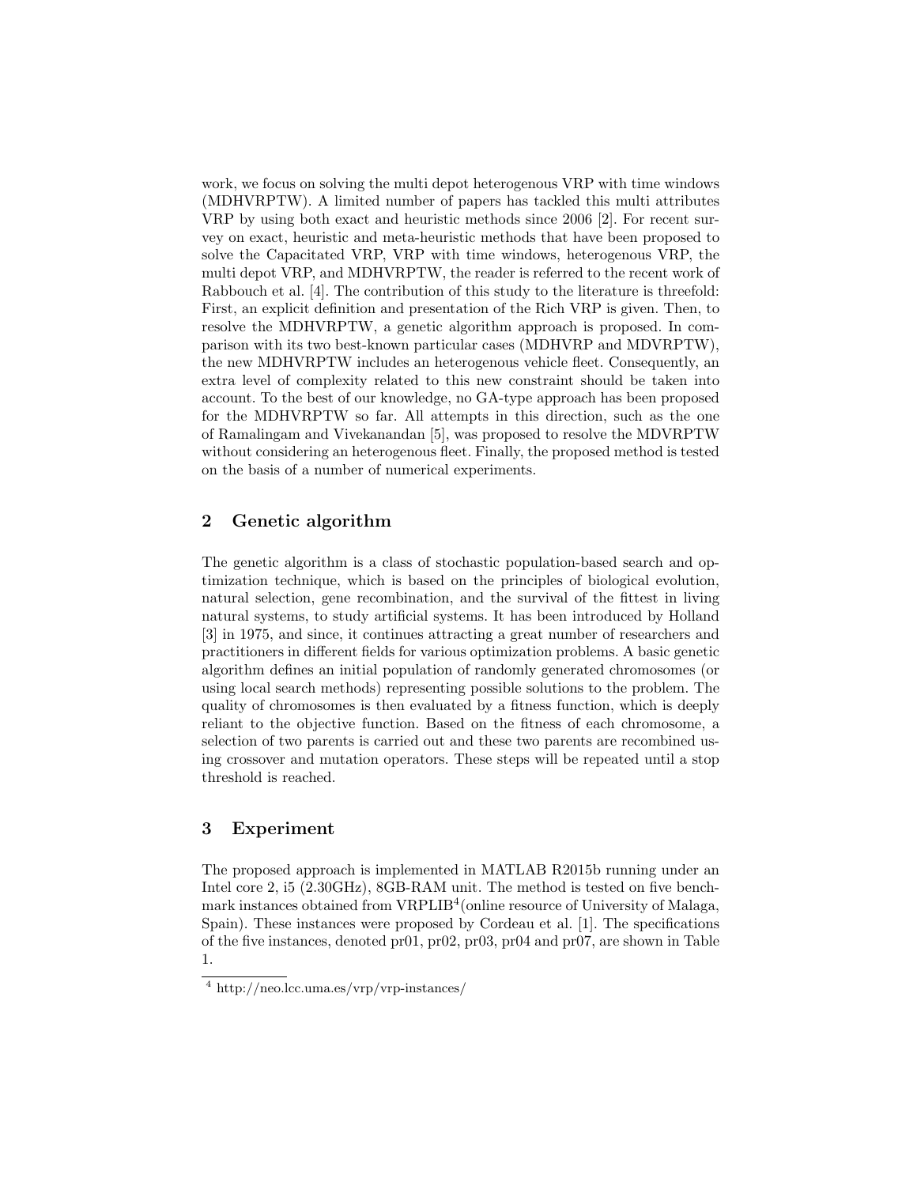work, we focus on solving the multi depot heterogenous VRP with time windows (MDHVRPTW). A limited number of papers has tackled this multi attributes VRP by using both exact and heuristic methods since 2006 [2]. For recent survey on exact, heuristic and meta-heuristic methods that have been proposed to solve the Capacitated VRP, VRP with time windows, heterogenous VRP, the multi depot VRP, and MDHVRPTW, the reader is referred to the recent work of Rabbouch et al. [4]. The contribution of this study to the literature is threefold: First, an explicit definition and presentation of the Rich VRP is given. Then, to resolve the MDHVRPTW, a genetic algorithm approach is proposed. In comparison with its two best-known particular cases (MDHVRP and MDVRPTW), the new MDHVRPTW includes an heterogenous vehicle fleet. Consequently, an extra level of complexity related to this new constraint should be taken into account. To the best of our knowledge, no GA-type approach has been proposed for the MDHVRPTW so far. All attempts in this direction, such as the one of Ramalingam and Vivekanandan [5], was proposed to resolve the MDVRPTW without considering an heterogenous fleet. Finally, the proposed method is tested on the basis of a number of numerical experiments.

## 2 Genetic algorithm

The genetic algorithm is a class of stochastic population-based search and optimization technique, which is based on the principles of biological evolution, natural selection, gene recombination, and the survival of the fittest in living natural systems, to study artificial systems. It has been introduced by Holland [3] in 1975, and since, it continues attracting a great number of researchers and practitioners in different fields for various optimization problems. A basic genetic algorithm defines an initial population of randomly generated chromosomes (or using local search methods) representing possible solutions to the problem. The quality of chromosomes is then evaluated by a fitness function, which is deeply reliant to the objective function. Based on the fitness of each chromosome, a selection of two parents is carried out and these two parents are recombined using crossover and mutation operators. These steps will be repeated until a stop threshold is reached.

## 3 Experiment

The proposed approach is implemented in MATLAB R2015b running under an Intel core 2, i5 (2.30GHz), 8GB-RAM unit. The method is tested on five benchmark instances obtained from VRPLIB[4] (online resource of University of Malaga, Spain). These instances were proposed by Cordeau et al. [1]. The specifications of the five instances, denoted pr01, pr02, pr03, pr04 and pr07, are shown in Table 1.

[4] http://neo.lcc.uma.es/vrp/vrp-instances/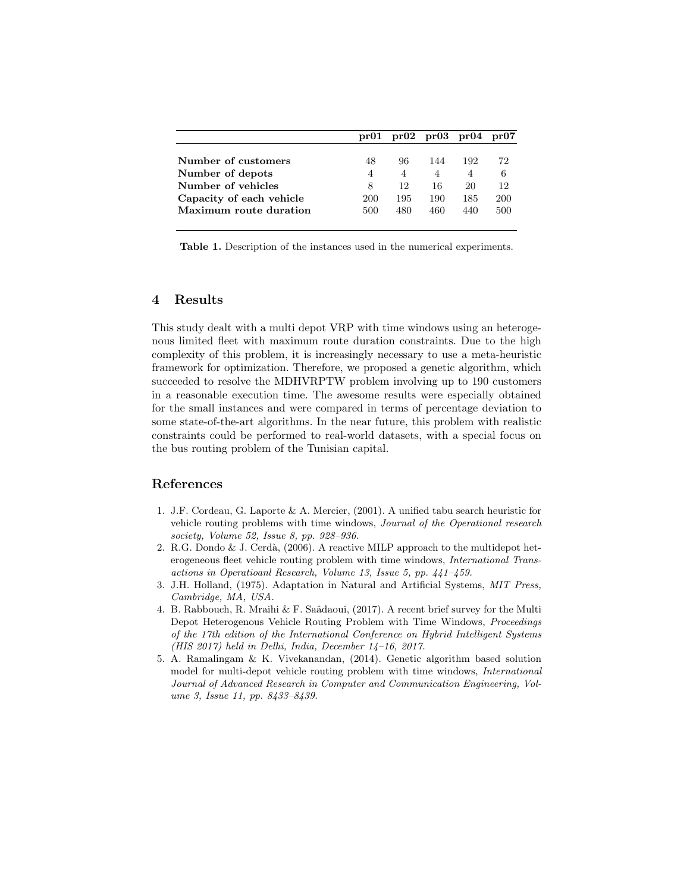| | pr01 | pr02 | pr03 | pr04 | pr07 |
|---|---|---|---|---|---|
| **Number of customers** | 48 | 96 | 144 | 192 | 72 |
| **Number of depots** | 4 | 4 | 4 | 4 | 6 |
| **Number of vehicles** | 8 | 12 | 16 | 20 | 12 |
| **Capacity of each vehicle** | 200 | 195 | 190 | 185 | 200 |
| **Maximum route duration** | 500 | 480 | 460 | 440 | 500 |

**Table 1.** Description of the instances used in the numerical experiments.

## 4 Results

This study dealt with a multi depot VRP with time windows using an heterogenous limited fleet with maximum route duration constraints. Due to the high complexity of this problem, it is increasingly necessary to use a meta-heuristic framework for optimization. Therefore, we proposed a genetic algorithm, which succeeded to resolve the MDHVRPTW problem involving up to 190 customers in a reasonable execution time. The awesome results were especially obtained for the small instances and were compared in terms of percentage deviation to some state-of-the-art algorithms. In the near future, this problem with realistic constraints could be performed to real-world datasets, with a special focus on the bus routing problem of the Tunisian capital.

## References

1. J.F. Cordeau, G. Laporte & A. Mercier, (2001). A unified tabu search heuristic for vehicle routing problems with time windows, *Journal of the Operational research society, Volume 52, Issue 8, pp. 928–936.*
2. R.G. Dondo & J. Cerdà, (2006). A reactive MILP approach to the multidepot heterogeneous fleet vehicle routing problem with time windows, *International Transactions in Operatioanl Research, Volume 13, Issue 5, pp. 441–459.*
3. J.H. Holland, (1975). Adaptation in Natural and Artificial Systems, *MIT Press, Cambridge, MA, USA.*
4. B. Rabbouch, R. Mraihi & F. Saâdaoui, (2017). A recent brief survey for the Multi Depot Heterogenous Vehicle Routing Problem with Time Windows, *Proceedings of the 17th edition of the International Conference on Hybrid Intelligent Systems (HIS 2017) held in Delhi, India, December 14–16, 2017.*
5. A. Ramalingam & K. Vivekanandan, (2014). Genetic algorithm based solution model for multi-depot vehicle routing problem with time windows, *International Journal of Advanced Research in Computer and Communication Engineering, Volume 3, Issue 11, pp. 8433–8439.*